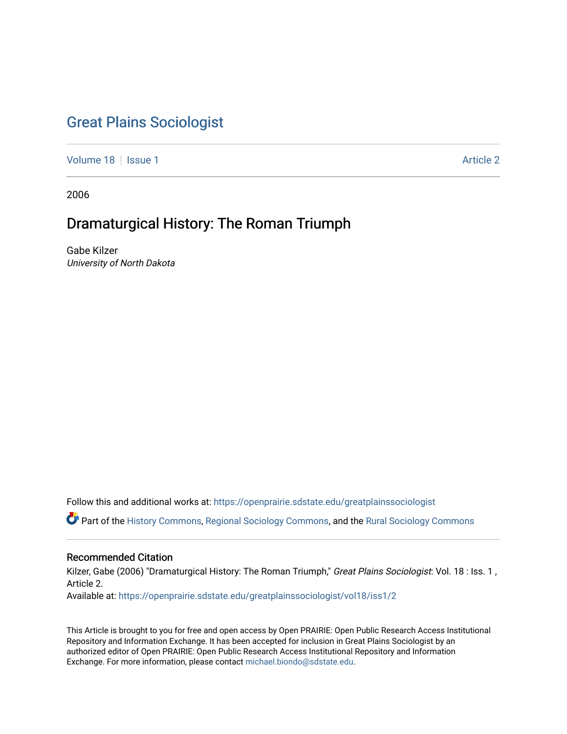# Great Plains Sociologist

Volume 18 | Issue 1 — Article 2

2006

## Dramaturgical History: The Roman Triumph

Gabe Kilzer
*University of North Dakota*

Follow this and additional works at: https://openprairie.sdstate.edu/greatplainssociologist

Part of the History Commons, Regional Sociology Commons, and the Rural Sociology Commons

### Recommended Citation

Kilzer, Gabe (2006) "Dramaturgical History: The Roman Triumph," *Great Plains Sociologist*: Vol. 18 : Iss. 1 , Article 2.
Available at: https://openprairie.sdstate.edu/greatplainssociologist/vol18/iss1/2

This Article is brought to you for free and open access by Open PRAIRIE: Open Public Research Access Institutional Repository and Information Exchange. It has been accepted for inclusion in Great Plains Sociologist by an authorized editor of Open PRAIRIE: Open Public Research Access Institutional Repository and Information Exchange. For more information, please contact michael.biondo@sdstate.edu.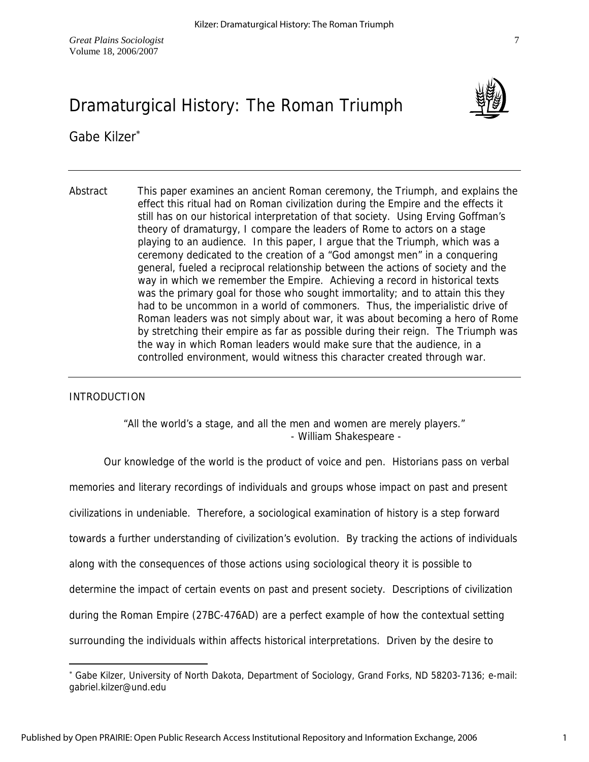# Dramaturgical History: The Roman Triumph

Gabe Kilzer*

---

Abstract This paper examines an ancient Roman ceremony, the Triumph, and explains the effect this ritual had on Roman civilization during the Empire and the effects it still has on our historical interpretation of that society. Using Erving Goffman's theory of dramaturgy, I compare the leaders of Rome to actors on a stage playing to an audience. In this paper, I argue that the Triumph, which was a ceremony dedicated to the creation of a "God amongst men" in a conquering general, fueled a reciprocal relationship between the actions of society and the way in which we remember the Empire. Achieving a record in historical texts was the primary goal for those who sought immortality; and to attain this they had to be uncommon in a world of commoners. Thus, the imperialistic drive of Roman leaders was not simply about war, it was about becoming a hero of Rome by stretching their empire as far as possible during their reign. The Triumph was the way in which Roman leaders would make sure that the audience, in a controlled environment, would witness this character created through war.

---

## INTRODUCTION

> "All the world's a stage, and all the men and women are merely players."
> - William Shakespeare -

Our knowledge of the world is the product of voice and pen. Historians pass on verbal memories and literary recordings of individuals and groups whose impact on past and present civilizations in undeniable. Therefore, a sociological examination of history is a step forward towards a further understanding of civilization's evolution. By tracking the actions of individuals along with the consequences of those actions using sociological theory it is possible to determine the impact of certain events on past and present society. Descriptions of civilization during the Roman Empire (27BC-476AD) are a perfect example of how the contextual setting surrounding the individuals within affects historical interpretations. Driven by the desire to

---

* Gabe Kilzer, University of North Dakota, Department of Sociology, Grand Forks, ND 58203-7136; e-mail: gabriel.kilzer@und.edu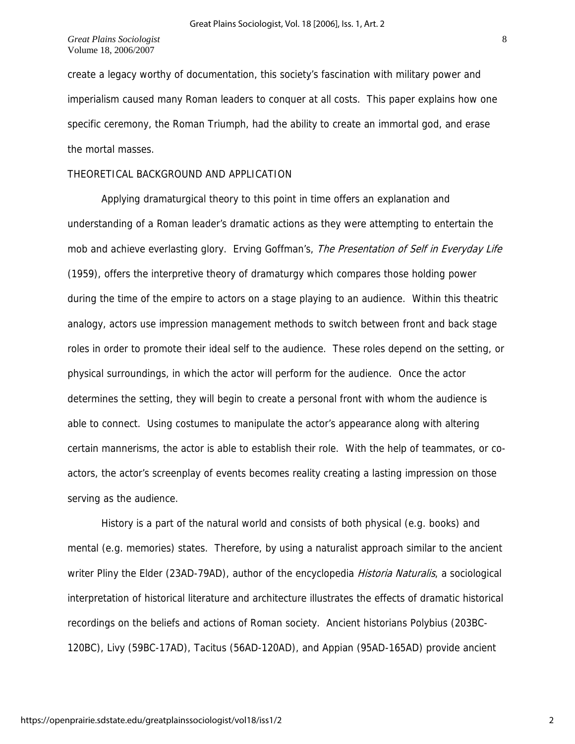create a legacy worthy of documentation, this society's fascination with military power and imperialism caused many Roman leaders to conquer at all costs. This paper explains how one specific ceremony, the Roman Triumph, had the ability to create an immortal god, and erase the mortal masses.

## THEORETICAL BACKGROUND AND APPLICATION

Applying dramaturgical theory to this point in time offers an explanation and understanding of a Roman leader's dramatic actions as they were attempting to entertain the mob and achieve everlasting glory. Erving Goffman's, *The Presentation of Self in Everyday Life* (1959), offers the interpretive theory of dramaturgy which compares those holding power during the time of the empire to actors on a stage playing to an audience. Within this theatric analogy, actors use impression management methods to switch between front and back stage roles in order to promote their ideal self to the audience. These roles depend on the setting, or physical surroundings, in which the actor will perform for the audience. Once the actor determines the setting, they will begin to create a personal front with whom the audience is able to connect. Using costumes to manipulate the actor's appearance along with altering certain mannerisms, the actor is able to establish their role. With the help of teammates, or co-actors, the actor's screenplay of events becomes reality creating a lasting impression on those serving as the audience.

History is a part of the natural world and consists of both physical (e.g. books) and mental (e.g. memories) states. Therefore, by using a naturalist approach similar to the ancient writer Pliny the Elder (23AD-79AD), author of the encyclopedia *Historia Naturalis*, a sociological interpretation of historical literature and architecture illustrates the effects of dramatic historical recordings on the beliefs and actions of Roman society. Ancient historians Polybius (203BC-120BC), Livy (59BC-17AD), Tacitus (56AD-120AD), and Appian (95AD-165AD) provide ancient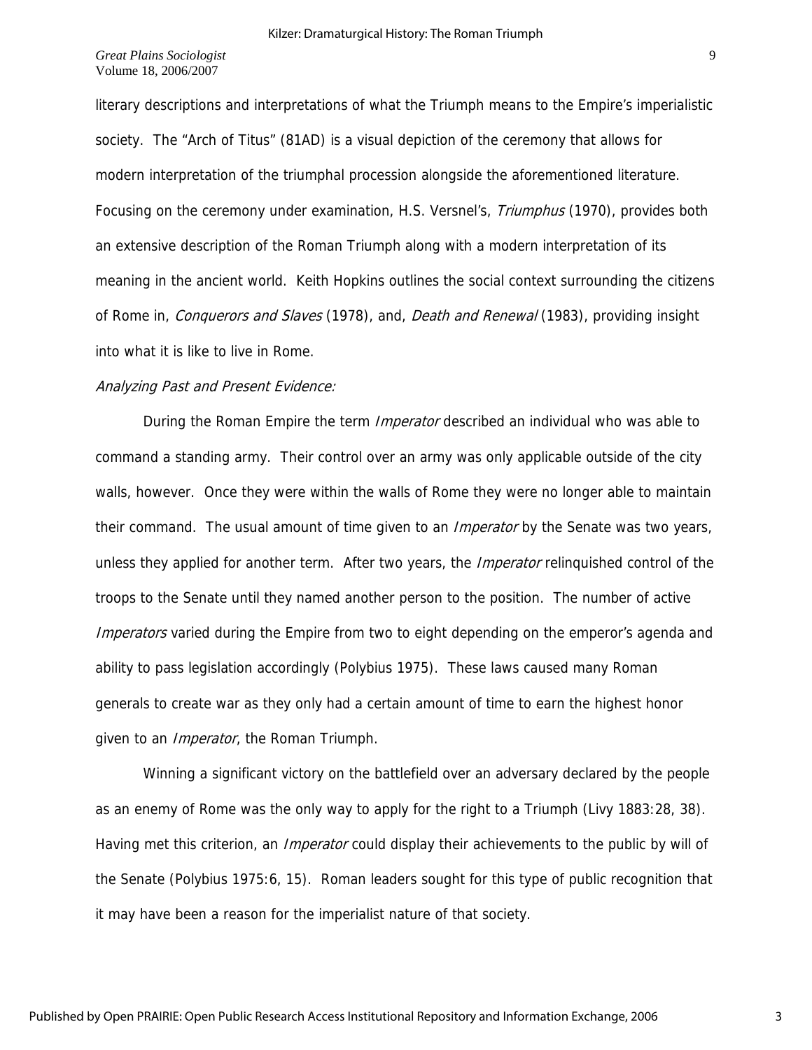literary descriptions and interpretations of what the Triumph means to the Empire's imperialistic society. The "Arch of Titus" (81AD) is a visual depiction of the ceremony that allows for modern interpretation of the triumphal procession alongside the aforementioned literature. Focusing on the ceremony under examination, H.S. Versnel's, *Triumphus* (1970), provides both an extensive description of the Roman Triumph along with a modern interpretation of its meaning in the ancient world. Keith Hopkins outlines the social context surrounding the citizens of Rome in, *Conquerors and Slaves* (1978), and, *Death and Renewal* (1983), providing insight into what it is like to live in Rome.

*Analyzing Past and Present Evidence:*

During the Roman Empire the term *Imperator* described an individual who was able to command a standing army. Their control over an army was only applicable outside of the city walls, however. Once they were within the walls of Rome they were no longer able to maintain their command. The usual amount of time given to an *Imperator* by the Senate was two years, unless they applied for another term. After two years, the *Imperator* relinquished control of the troops to the Senate until they named another person to the position. The number of active *Imperators* varied during the Empire from two to eight depending on the emperor's agenda and ability to pass legislation accordingly (Polybius 1975). These laws caused many Roman generals to create war as they only had a certain amount of time to earn the highest honor given to an *Imperator*, the Roman Triumph.

Winning a significant victory on the battlefield over an adversary declared by the people as an enemy of Rome was the only way to apply for the right to a Triumph (Livy 1883:28, 38). Having met this criterion, an *Imperator* could display their achievements to the public by will of the Senate (Polybius 1975:6, 15). Roman leaders sought for this type of public recognition that it may have been a reason for the imperialist nature of that society.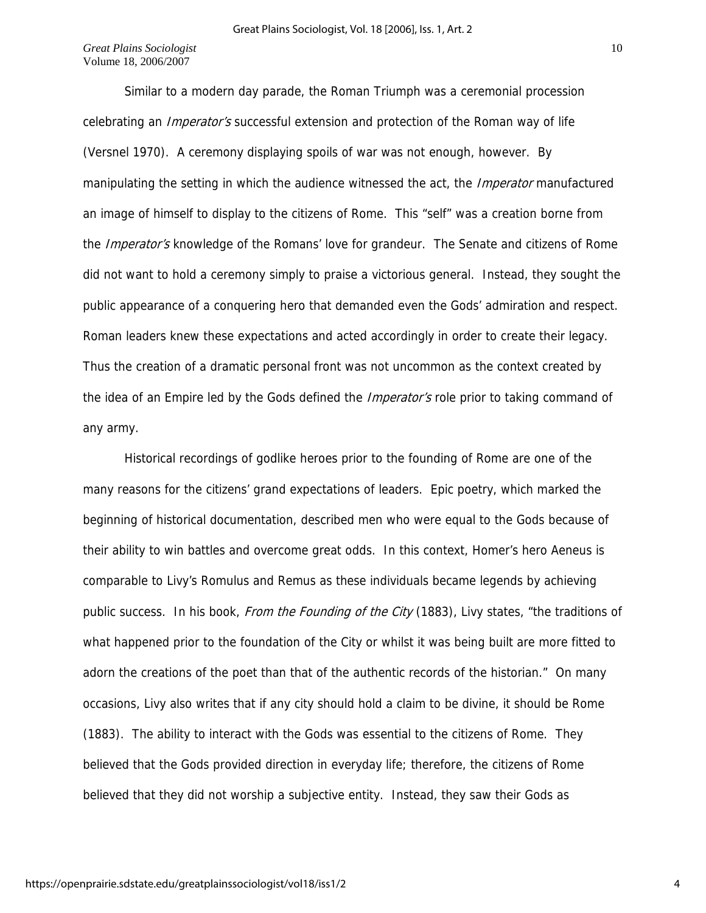Similar to a modern day parade, the Roman Triumph was a ceremonial procession celebrating an *Imperator's* successful extension and protection of the Roman way of life (Versnel 1970). A ceremony displaying spoils of war was not enough, however. By manipulating the setting in which the audience witnessed the act, the *Imperator* manufactured an image of himself to display to the citizens of Rome. This "self" was a creation borne from the *Imperator's* knowledge of the Romans' love for grandeur. The Senate and citizens of Rome did not want to hold a ceremony simply to praise a victorious general. Instead, they sought the public appearance of a conquering hero that demanded even the Gods' admiration and respect. Roman leaders knew these expectations and acted accordingly in order to create their legacy. Thus the creation of a dramatic personal front was not uncommon as the context created by the idea of an Empire led by the Gods defined the *Imperator's* role prior to taking command of any army.

Historical recordings of godlike heroes prior to the founding of Rome are one of the many reasons for the citizens' grand expectations of leaders. Epic poetry, which marked the beginning of historical documentation, described men who were equal to the Gods because of their ability to win battles and overcome great odds. In this context, Homer's hero Aeneus is comparable to Livy's Romulus and Remus as these individuals became legends by achieving public success. In his book, *From the Founding of the City* (1883), Livy states, "the traditions of what happened prior to the foundation of the City or whilst it was being built are more fitted to adorn the creations of the poet than that of the authentic records of the historian." On many occasions, Livy also writes that if any city should hold a claim to be divine, it should be Rome (1883). The ability to interact with the Gods was essential to the citizens of Rome. They believed that the Gods provided direction in everyday life; therefore, the citizens of Rome believed that they did not worship a subjective entity. Instead, they saw their Gods as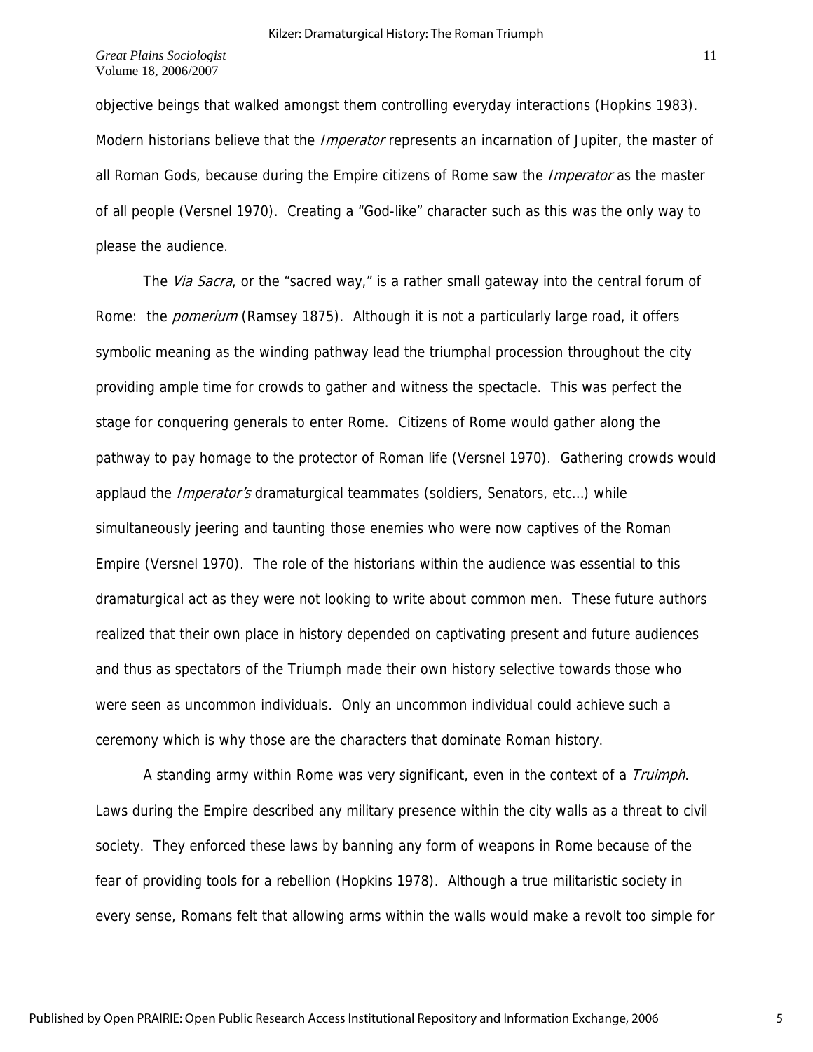objective beings that walked amongst them controlling everyday interactions (Hopkins 1983). Modern historians believe that the *Imperator* represents an incarnation of Jupiter, the master of all Roman Gods, because during the Empire citizens of Rome saw the *Imperator* as the master of all people (Versnel 1970). Creating a "God-like" character such as this was the only way to please the audience.

The *Via Sacra*, or the "sacred way," is a rather small gateway into the central forum of Rome: the *pomerium* (Ramsey 1875). Although it is not a particularly large road, it offers symbolic meaning as the winding pathway lead the triumphal procession throughout the city providing ample time for crowds to gather and witness the spectacle. This was perfect the stage for conquering generals to enter Rome. Citizens of Rome would gather along the pathway to pay homage to the protector of Roman life (Versnel 1970). Gathering crowds would applaud the *Imperator's* dramaturgical teammates (soldiers, Senators, etc…) while simultaneously jeering and taunting those enemies who were now captives of the Roman Empire (Versnel 1970). The role of the historians within the audience was essential to this dramaturgical act as they were not looking to write about common men. These future authors realized that their own place in history depended on captivating present and future audiences and thus as spectators of the Triumph made their own history selective towards those who were seen as uncommon individuals. Only an uncommon individual could achieve such a ceremony which is why those are the characters that dominate Roman history.

A standing army within Rome was very significant, even in the context of a *Truimph*. Laws during the Empire described any military presence within the city walls as a threat to civil society. They enforced these laws by banning any form of weapons in Rome because of the fear of providing tools for a rebellion (Hopkins 1978). Although a true militaristic society in every sense, Romans felt that allowing arms within the walls would make a revolt too simple for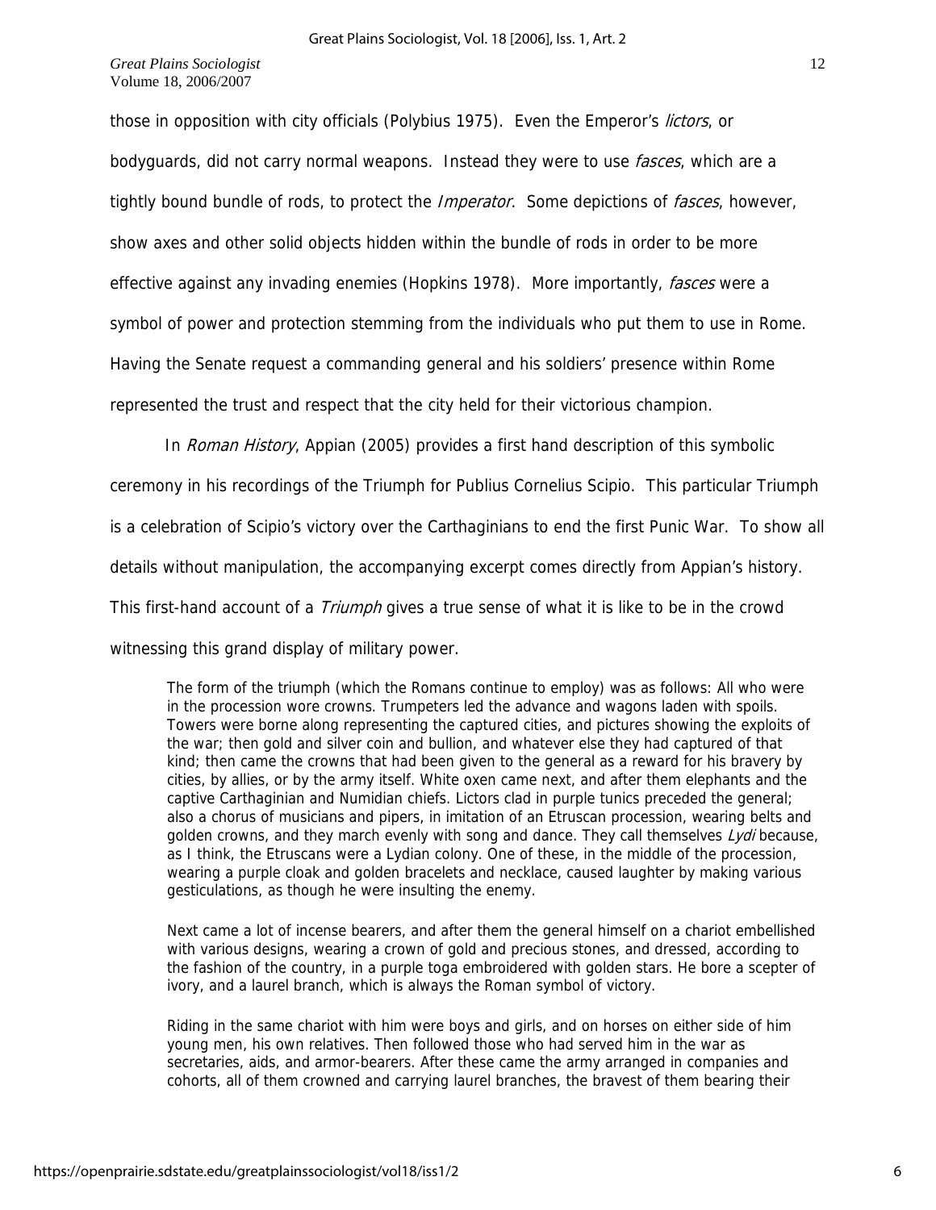those in opposition with city officials (Polybius 1975). Even the Emperor's *lictors*, or bodyguards, did not carry normal weapons. Instead they were to use *fasces*, which are a tightly bound bundle of rods, to protect the *Imperator*. Some depictions of *fasces*, however, show axes and other solid objects hidden within the bundle of rods in order to be more effective against any invading enemies (Hopkins 1978). More importantly, *fasces* were a symbol of power and protection stemming from the individuals who put them to use in Rome. Having the Senate request a commanding general and his soldiers' presence within Rome represented the trust and respect that the city held for their victorious champion.

In *Roman History*, Appian (2005) provides a first hand description of this symbolic ceremony in his recordings of the Triumph for Publius Cornelius Scipio. This particular Triumph is a celebration of Scipio's victory over the Carthaginians to end the first Punic War. To show all details without manipulation, the accompanying excerpt comes directly from Appian's history. This first-hand account of a *Triumph* gives a true sense of what it is like to be in the crowd witnessing this grand display of military power.

> The form of the triumph (which the Romans continue to employ) was as follows: All who were in the procession wore crowns. Trumpeters led the advance and wagons laden with spoils. Towers were borne along representing the captured cities, and pictures showing the exploits of the war; then gold and silver coin and bullion, and whatever else they had captured of that kind; then came the crowns that had been given to the general as a reward for his bravery by cities, by allies, or by the army itself. White oxen came next, and after them elephants and the captive Carthaginian and Numidian chiefs. Lictors clad in purple tunics preceded the general; also a chorus of musicians and pipers, in imitation of an Etruscan procession, wearing belts and golden crowns, and they march evenly with song and dance. They call themselves *Lydi* because, as I think, the Etruscans were a Lydian colony. One of these, in the middle of the procession, wearing a purple cloak and golden bracelets and necklace, caused laughter by making various gesticulations, as though he were insulting the enemy.
>
> Next came a lot of incense bearers, and after them the general himself on a chariot embellished with various designs, wearing a crown of gold and precious stones, and dressed, according to the fashion of the country, in a purple toga embroidered with golden stars. He bore a scepter of ivory, and a laurel branch, which is always the Roman symbol of victory.
>
> Riding in the same chariot with him were boys and girls, and on horses on either side of him young men, his own relatives. Then followed those who had served him in the war as secretaries, aids, and armor-bearers. After these came the army arranged in companies and cohorts, all of them crowned and carrying laurel branches, the bravest of them bearing their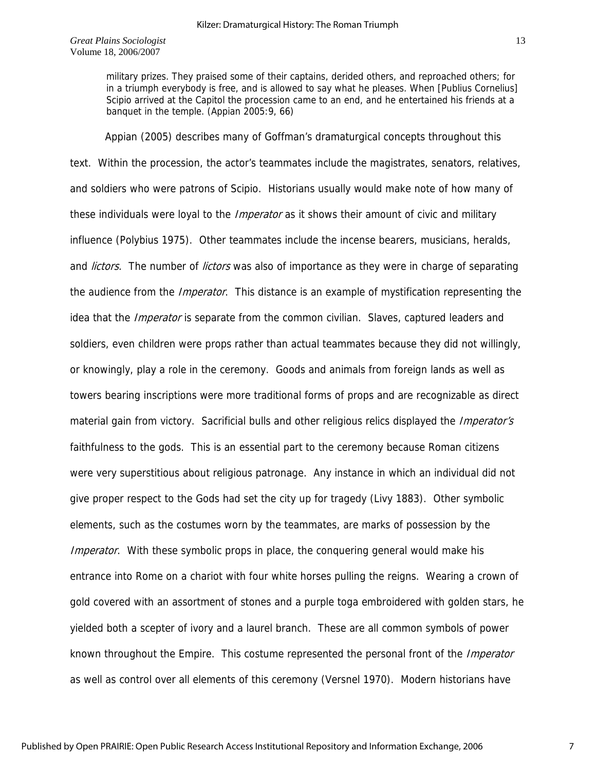> military prizes. They praised some of their captains, derided others, and reproached others; for in a triumph everybody is free, and is allowed to say what he pleases. When [Publius Cornelius] Scipio arrived at the Capitol the procession came to an end, and he entertained his friends at a banquet in the temple. (Appian 2005:9, 66)

Appian (2005) describes many of Goffman's dramaturgical concepts throughout this text. Within the procession, the actor's teammates include the magistrates, senators, relatives, and soldiers who were patrons of Scipio. Historians usually would make note of how many of these individuals were loyal to the *Imperator* as it shows their amount of civic and military influence (Polybius 1975). Other teammates include the incense bearers, musicians, heralds, and *lictors*. The number of *lictors* was also of importance as they were in charge of separating the audience from the *Imperator*. This distance is an example of mystification representing the idea that the *Imperator* is separate from the common civilian. Slaves, captured leaders and soldiers, even children were props rather than actual teammates because they did not willingly, or knowingly, play a role in the ceremony. Goods and animals from foreign lands as well as towers bearing inscriptions were more traditional forms of props and are recognizable as direct material gain from victory. Sacrificial bulls and other religious relics displayed the *Imperator's* faithfulness to the gods. This is an essential part to the ceremony because Roman citizens were very superstitious about religious patronage. Any instance in which an individual did not give proper respect to the Gods had set the city up for tragedy (Livy 1883). Other symbolic elements, such as the costumes worn by the teammates, are marks of possession by the *Imperator*. With these symbolic props in place, the conquering general would make his entrance into Rome on a chariot with four white horses pulling the reigns. Wearing a crown of gold covered with an assortment of stones and a purple toga embroidered with golden stars, he yielded both a scepter of ivory and a laurel branch. These are all common symbols of power known throughout the Empire. This costume represented the personal front of the *Imperator* as well as control over all elements of this ceremony (Versnel 1970). Modern historians have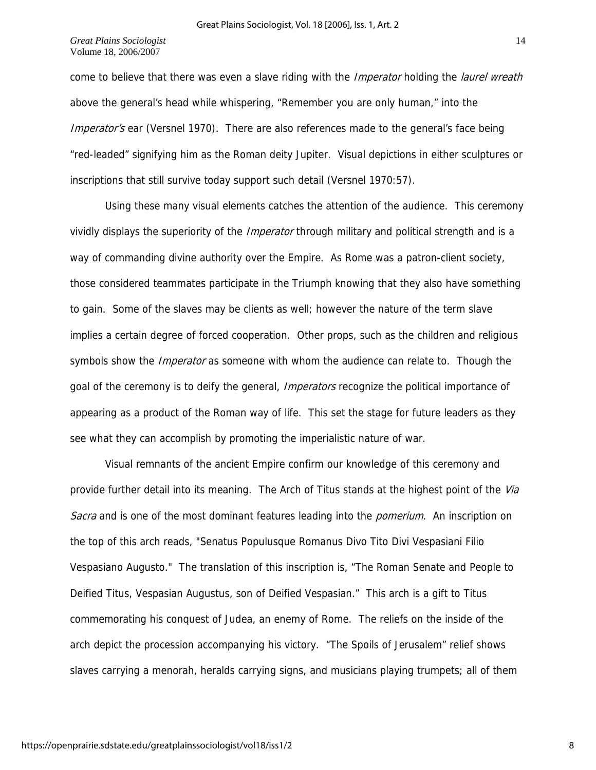come to believe that there was even a slave riding with the *Imperator* holding the *laurel wreath* above the general's head while whispering, "Remember you are only human," into the *Imperator's* ear (Versnel 1970). There are also references made to the general's face being "red-leaded" signifying him as the Roman deity Jupiter. Visual depictions in either sculptures or inscriptions that still survive today support such detail (Versnel 1970:57).

Using these many visual elements catches the attention of the audience. This ceremony vividly displays the superiority of the *Imperator* through military and political strength and is a way of commanding divine authority over the Empire. As Rome was a patron-client society, those considered teammates participate in the Triumph knowing that they also have something to gain. Some of the slaves may be clients as well; however the nature of the term slave implies a certain degree of forced cooperation. Other props, such as the children and religious symbols show the *Imperator* as someone with whom the audience can relate to. Though the goal of the ceremony is to deify the general, *Imperators* recognize the political importance of appearing as a product of the Roman way of life. This set the stage for future leaders as they see what they can accomplish by promoting the imperialistic nature of war.

Visual remnants of the ancient Empire confirm our knowledge of this ceremony and provide further detail into its meaning. The Arch of Titus stands at the highest point of the *Via Sacra* and is one of the most dominant features leading into the *pomerium*. An inscription on the top of this arch reads, "Senatus Populusque Romanus Divo Tito Divi Vespasiani Filio Vespasiano Augusto." The translation of this inscription is, "The Roman Senate and People to Deified Titus, Vespasian Augustus, son of Deified Vespasian." This arch is a gift to Titus commemorating his conquest of Judea, an enemy of Rome. The reliefs on the inside of the arch depict the procession accompanying his victory. "The Spoils of Jerusalem" relief shows slaves carrying a menorah, heralds carrying signs, and musicians playing trumpets; all of them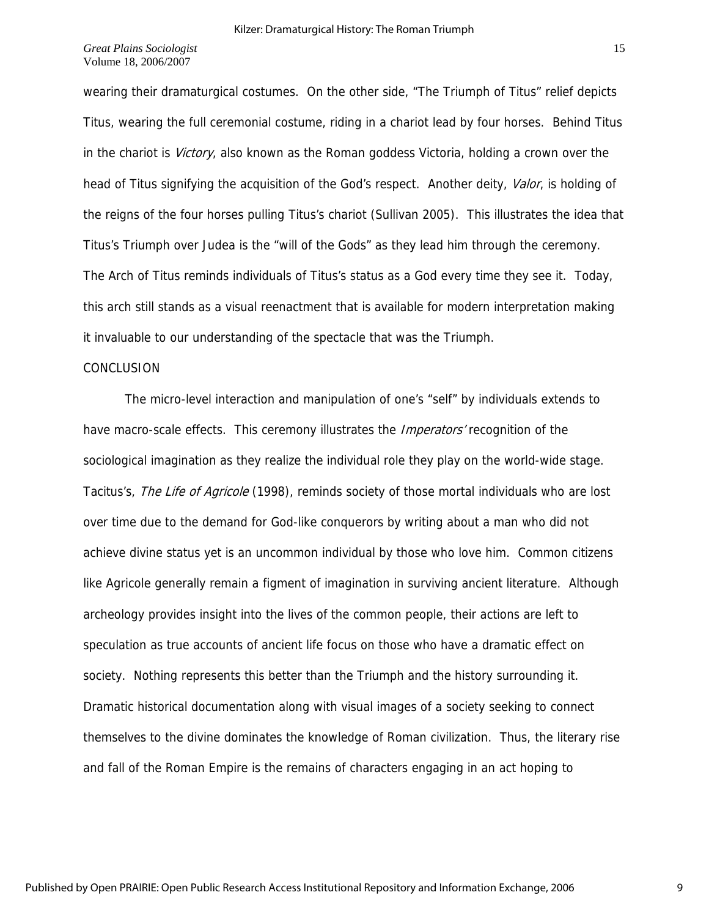wearing their dramaturgical costumes. On the other side, "The Triumph of Titus" relief depicts Titus, wearing the full ceremonial costume, riding in a chariot lead by four horses. Behind Titus in the chariot is *Victory*, also known as the Roman goddess Victoria, holding a crown over the head of Titus signifying the acquisition of the God's respect. Another deity, *Valor*, is holding of the reigns of the four horses pulling Titus's chariot (Sullivan 2005). This illustrates the idea that Titus's Triumph over Judea is the "will of the Gods" as they lead him through the ceremony. The Arch of Titus reminds individuals of Titus's status as a God every time they see it. Today, this arch still stands as a visual reenactment that is available for modern interpretation making it invaluable to our understanding of the spectacle that was the Triumph.

## CONCLUSION

The micro-level interaction and manipulation of one's "self" by individuals extends to have macro-scale effects. This ceremony illustrates the *Imperators'* recognition of the sociological imagination as they realize the individual role they play on the world-wide stage. Tacitus's, *The Life of Agricole* (1998), reminds society of those mortal individuals who are lost over time due to the demand for God-like conquerors by writing about a man who did not achieve divine status yet is an uncommon individual by those who love him. Common citizens like Agricole generally remain a figment of imagination in surviving ancient literature. Although archeology provides insight into the lives of the common people, their actions are left to speculation as true accounts of ancient life focus on those who have a dramatic effect on society. Nothing represents this better than the Triumph and the history surrounding it. Dramatic historical documentation along with visual images of a society seeking to connect themselves to the divine dominates the knowledge of Roman civilization. Thus, the literary rise and fall of the Roman Empire is the remains of characters engaging in an act hoping to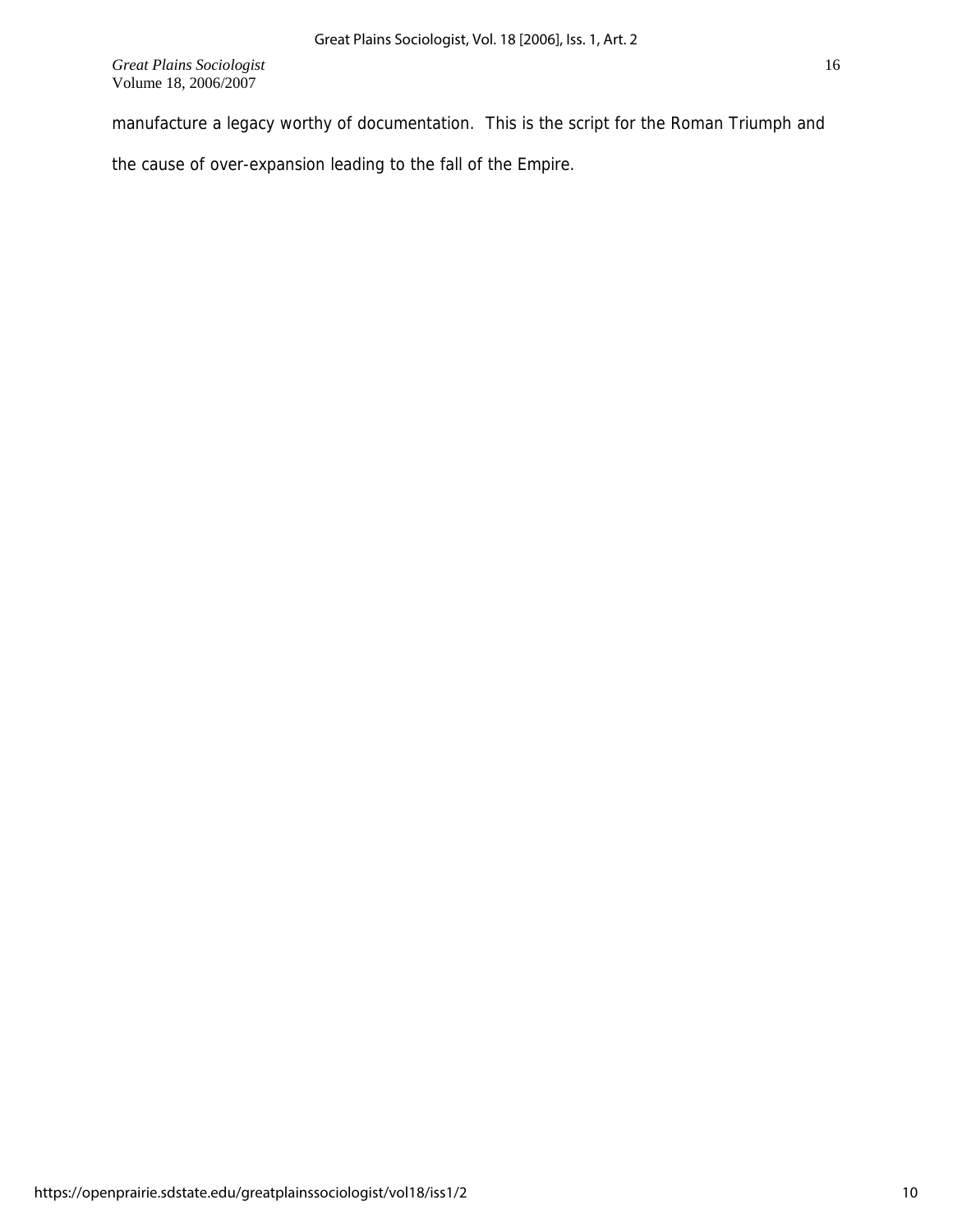manufacture a legacy worthy of documentation. This is the script for the Roman Triumph and the cause of over-expansion leading to the fall of the Empire.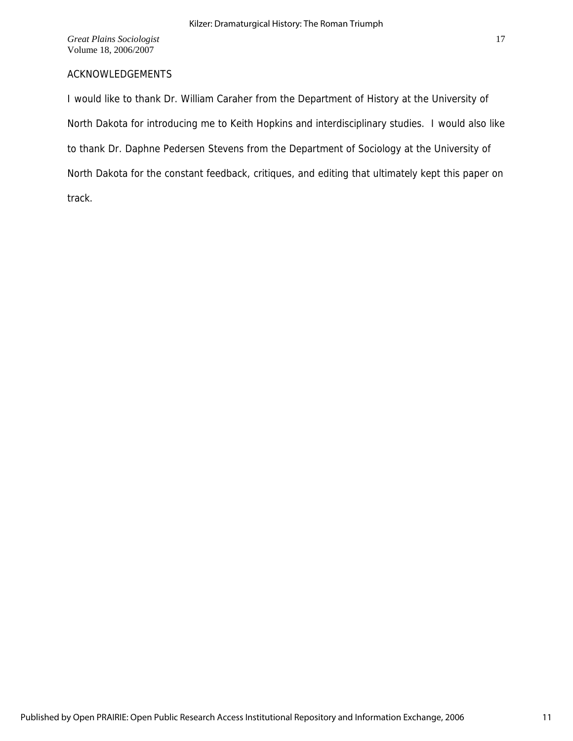## ACKNOWLEDGEMENTS

I would like to thank Dr. William Caraher from the Department of History at the University of North Dakota for introducing me to Keith Hopkins and interdisciplinary studies. I would also like to thank Dr. Daphne Pedersen Stevens from the Department of Sociology at the University of North Dakota for the constant feedback, critiques, and editing that ultimately kept this paper on track.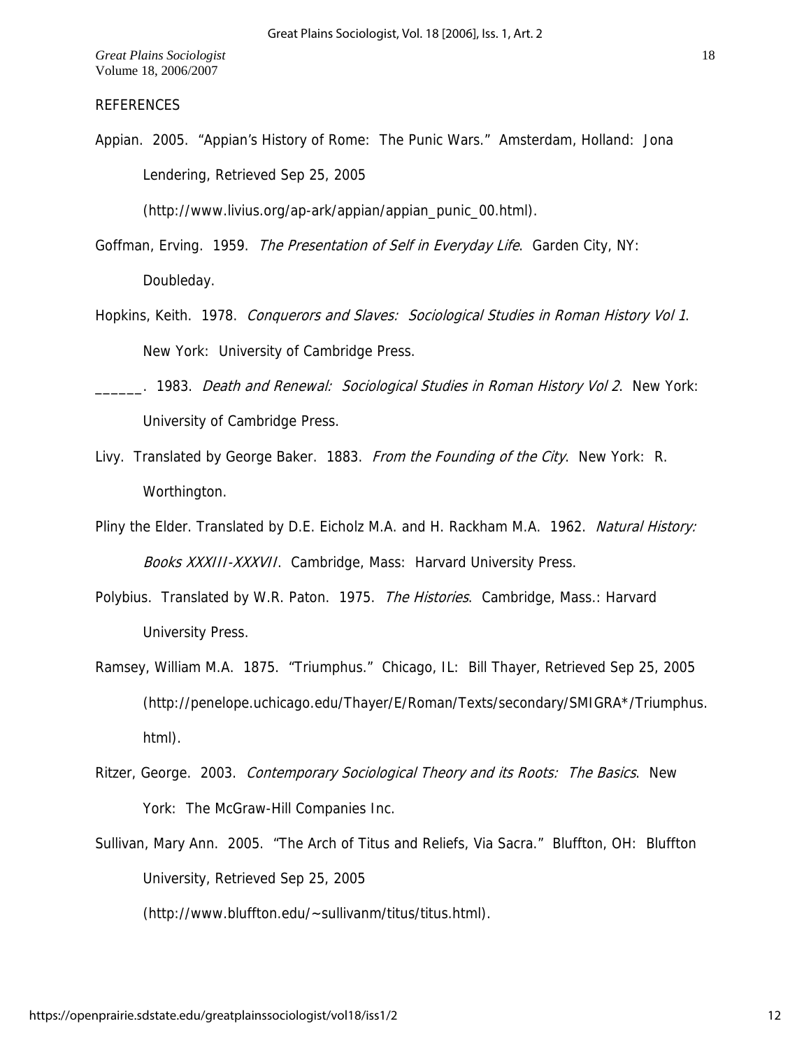## REFERENCES

Appian. 2005. "Appian's History of Rome: The Punic Wars." Amsterdam, Holland: Jona Lendering, Retrieved Sep 25, 2005 (http://www.livius.org/ap-ark/appian/appian_punic_00.html).

Goffman, Erving. 1959. *The Presentation of Self in Everyday Life*. Garden City, NY: Doubleday.

Hopkins, Keith. 1978. *Conquerors and Slaves: Sociological Studies in Roman History Vol 1*. New York: University of Cambridge Press.

______. 1983. *Death and Renewal: Sociological Studies in Roman History Vol 2*. New York: University of Cambridge Press.

Livy. Translated by George Baker. 1883. *From the Founding of the City*. New York: R. Worthington.

Pliny the Elder. Translated by D.E. Eicholz M.A. and H. Rackham M.A. 1962. *Natural History: Books XXXIII-XXXVII*. Cambridge, Mass: Harvard University Press.

Polybius. Translated by W.R. Paton. 1975. *The Histories*. Cambridge, Mass.: Harvard University Press.

Ramsey, William M.A. 1875. "Triumphus." Chicago, IL: Bill Thayer, Retrieved Sep 25, 2005 (http://penelope.uchicago.edu/Thayer/E/Roman/Texts/secondary/SMIGRA*/Triumphus.html).

Ritzer, George. 2003. *Contemporary Sociological Theory and its Roots: The Basics*. New York: The McGraw-Hill Companies Inc.

Sullivan, Mary Ann. 2005. "The Arch of Titus and Reliefs, Via Sacra." Bluffton, OH: Bluffton University, Retrieved Sep 25, 2005 (http://www.bluffton.edu/~sullivanm/titus/titus.html).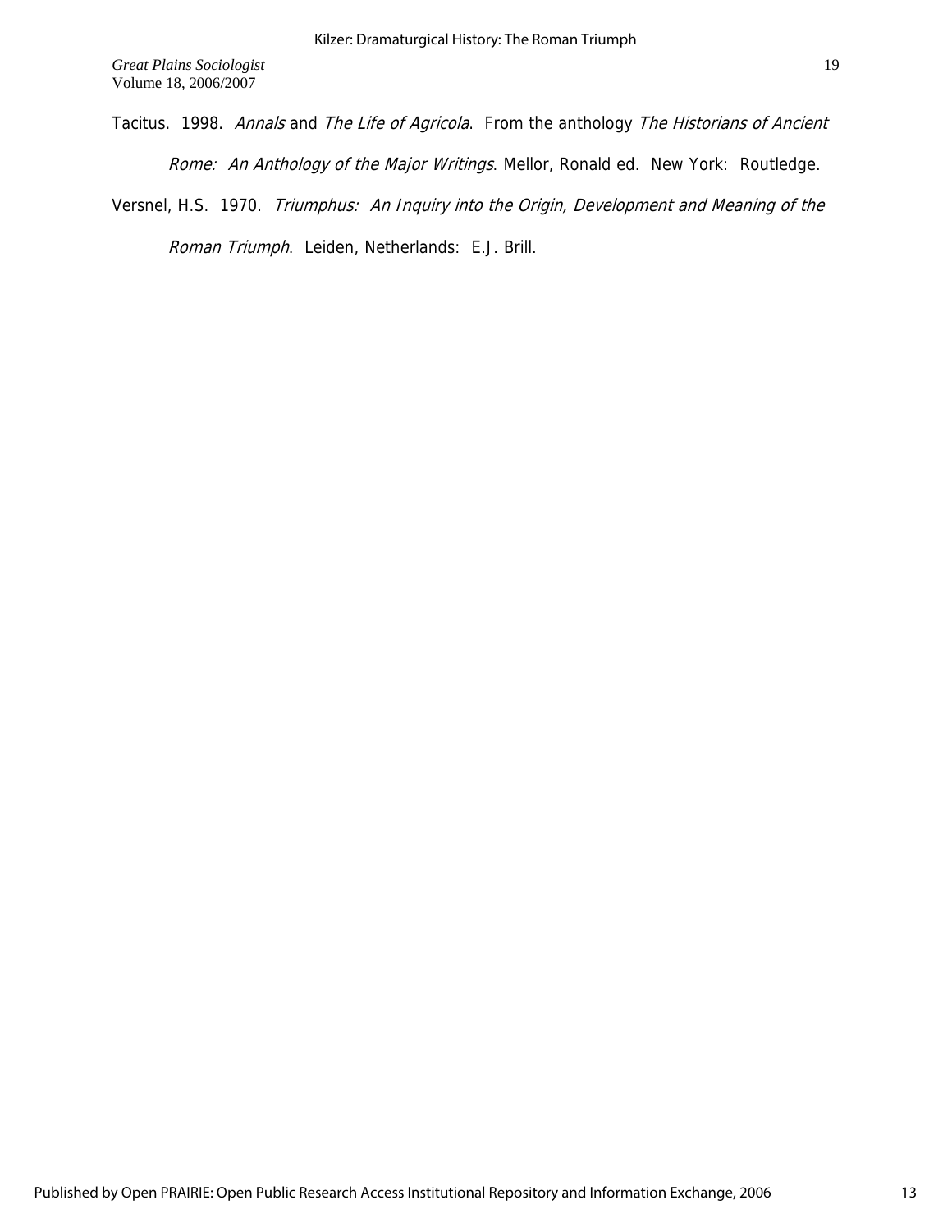Tacitus. 1998. *Annals* and *The Life of Agricola*. From the anthology *The Historians of Ancient Rome: An Anthology of the Major Writings*. Mellor, Ronald ed. New York: Routledge.

Versnel, H.S. 1970. *Triumphus: An Inquiry into the Origin, Development and Meaning of the Roman Triumph*. Leiden, Netherlands: E.J. Brill.